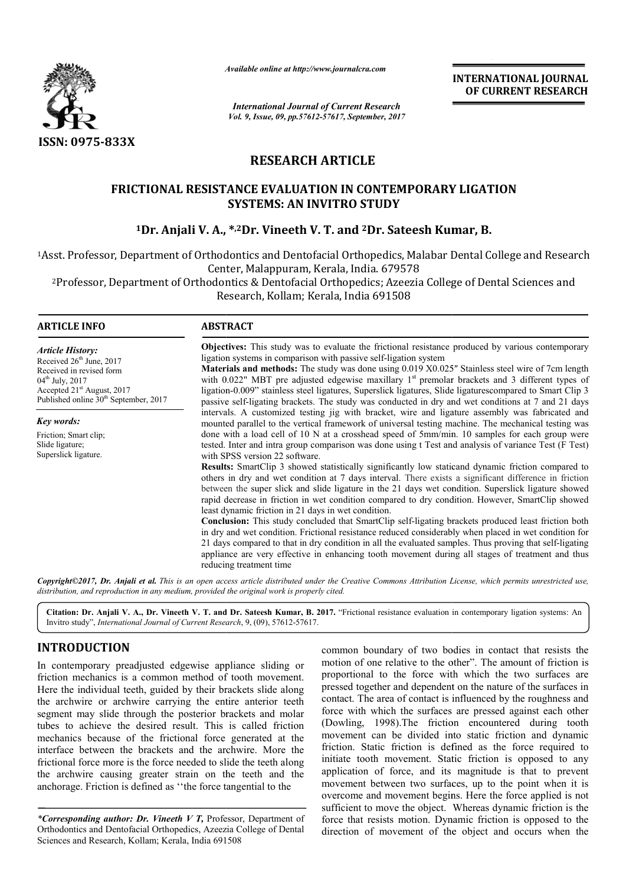*Available online at http://www.journalcra.com*

*International Journal of Current Research*
*Vol. 9, Issue, 09, pp.57612-57617, September, 2017*

**INTERNATIONAL JOURNAL OF CURRENT RESEARCH**

ISSN: 0975-833X

## RESEARCH ARTICLE

# FRICTIONAL RESISTANCE EVALUATION IN CONTEMPORARY LIGATION SYSTEMS: AN INVITRO STUDY

**[1]Dr. Anjali V. A., *,[2]Dr. Vineeth V. T. and [2]Dr. Sateesh Kumar, B.**

[1]Asst. Professor, Department of Orthodontics and Dentofacial Orthopedics, Malabar Dental College and Research Center, Malappuram, Kerala, India. 679578

[2]Professor, Department of Orthodontics & Dentofacial Orthopedics; Azeezia College of Dental Sciences and Research, Kollam; Kerala, India 691508

### ARTICLE INFO

*Article History:*
Received 26[th] June, 2017
Received in revised form
04[th] July, 2017
Accepted 21[st] August, 2017
Published online 30[th] September, 2017

*Key words:*
Friction; Smart clip;
Slide ligature;
Superslick ligature.

### ABSTRACT

**Objectives:** This study was to evaluate the frictional resistance produced by various contemporary ligation systems in comparison with passive self-ligation system

**Materials and methods:** The study was done using 0.019 X0.025″ Stainless steel wire of 7cm length with 0.022" MBT pre adjusted edgewise maxillary 1[st] premolar brackets and 3 different types of ligation-0.009" stainless steel ligatures, Superslick ligatures, Slide ligaturescompared to Smart Clip 3 passive self-ligating brackets. The study was conducted in dry and wet conditions at 7 and 21 days intervals. A customized testing jig with bracket, wire and ligature assembly was fabricated and mounted parallel to the vertical framework of universal testing machine. The mechanical testing was done with a load cell of 10 N at a crosshead speed of 5mm/min. 10 samples for each group were tested. Inter and intra group comparison was done using t Test and analysis of variance Test (F Test) with SPSS version 22 software.

**Results:** SmartClip 3 showed statistically significantly low staticand dynamic friction compared to others in dry and wet condition at 7 days interval. There exists a significant difference in friction between the super slick and slide ligature in the 21 days wet condition. Superslick ligature showed rapid decrease in friction in wet condition compared to dry condition. However, SmartClip showed least dynamic friction in 21 days in wet condition.

**Conclusion:** This study concluded that SmartClip self-ligating brackets produced least friction both in dry and wet condition. Frictional resistance reduced considerably when placed in wet condition for 21 days compared to that in dry condition in all the evaluated samples. Thus proving that self-ligating appliance are very effective in enhancing tooth movement during all stages of treatment and thus reducing treatment time

***Copyright©2017, Dr. Anjali et al.*** *This is an open access article distributed under the Creative Commons Attribution License, which permits unrestricted use, distribution, and reproduction in any medium, provided the original work is properly cited.*

**Citation: Dr. Anjali V. A., Dr. Vineeth V. T. and Dr. Sateesh Kumar, B. 2017.** "Frictional resistance evaluation in contemporary ligation systems: An Invitro study", *International Journal of Current Research*, 9, (09), 57612-57617.

## INTRODUCTION

In contemporary preadjusted edgewise appliance sliding or friction mechanics is a common method of tooth movement. Here the individual teeth, guided by their brackets slide along the archwire or archwire carrying the entire anterior teeth segment may slide through the posterior brackets and molar tubes to achieve the desired result. This is called friction mechanics because of the frictional force generated at the interface between the brackets and the archwire. More the frictional force more is the force needed to slide the teeth along the archwire causing greater strain on the teeth and the anchorage. Friction is defined as ''the force tangential to the common boundary of two bodies in contact that resists the motion of one relative to the other". The amount of friction is proportional to the force with which the two surfaces are pressed together and dependent on the nature of the surfaces in contact. The area of contact is influenced by the roughness and force with which the surfaces are pressed against each other (Dowling, 1998).The friction encountered during tooth movement can be divided into static friction and dynamic friction. Static friction is defined as the force required to initiate tooth movement. Static friction is opposed to any application of force, and its magnitude is that to prevent movement between two surfaces, up to the point when it is overcome and movement begins. Here the force applied is not sufficient to move the object. Whereas dynamic friction is the force that resists motion. Dynamic friction is opposed to the direction of movement of the object and occurs when the

---

**\*Corresponding author: Dr. Vineeth V T,** Professor, Department of Orthodontics and Dentofacial Orthopedics, Azeezia College of Dental Sciences and Research, Kollam; Kerala, India 691508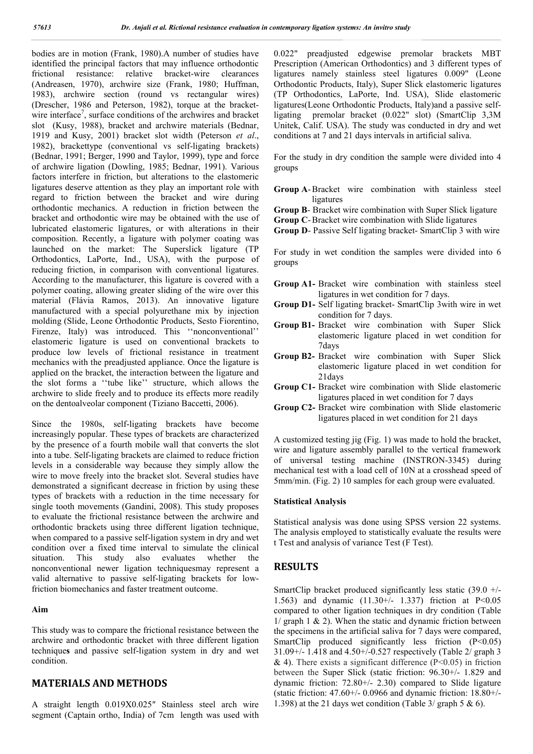bodies are in motion (Frank, 1980).A number of studies have identified the principal factors that may influence orthodontic frictional resistance: relative bracket-wire clearances (Andreasen, 1970), archwire size (Frank, 1980; Huffman, 1983), archwire section (round vs rectangular wires) (Drescher, 1986 and Peterson, 1982), torque at the bracket-wire interface[7], surface conditions of the archwires and bracket slot (Kusy, 1988), bracket and archwire materials (Bednar, 1919 and Kusy, 2001) bracket slot width (Peterson *et al*., 1982), brackettype (conventional vs self-ligating brackets) (Bednar, 1991; Berger, 1990 and Taylor, 1999), type and force of archwire ligation (Dowling, 1985; Bednar, 1991). Various factors interfere in friction, but alterations to the elastomeric ligatures deserve attention as they play an important role with regard to friction between the bracket and wire during orthodontic mechanics. A reduction in friction between the bracket and orthodontic wire may be obtained with the use of lubricated elastomeric ligatures, or with alterations in their composition. Recently, a ligature with polymer coating was launched on the market: The Superslick ligature (TP Orthodontics, LaPorte, Ind., USA), with the purpose of reducing friction, in comparison with conventional ligatures. According to the manufacturer, this ligature is covered with a polymer coating, allowing greater sliding of the wire over this material (Flávia Ramos, 2013). An innovative ligature manufactured with a special polyurethane mix by injection molding (Slide, Leone Orthodontic Products, Sesto Fiorentino, Firenze, Italy) was introduced. This ''nonconventional'' elastomeric ligature is used on conventional brackets to produce low levels of frictional resistance in treatment mechanics with the preadjusted appliance. Once the ligature is applied on the bracket, the interaction between the ligature and the slot forms a ''tube like'' structure, which allows the archwire to slide freely and to produce its effects more readily on the dentoalveolar component (Tiziano Baccetti, 2006).

Since the 1980s, self-ligating brackets have become increasingly popular. These types of brackets are characterized by the presence of a fourth mobile wall that converts the slot into a tube. Self-ligating brackets are claimed to reduce friction levels in a considerable way because they simply allow the wire to move freely into the bracket slot. Several studies have demonstrated a significant decrease in friction by using these types of brackets with a reduction in the time necessary for single tooth movements (Gandini, 2008). This study proposes to evaluate the frictional resistance between the archwire and orthodontic brackets using three different ligation technique, when compared to a passive self-ligation system in dry and wet condition over a fixed time interval to simulate the clinical situation. This study also evaluates whether the nonconventional newer ligation techniquesmay represent a valid alternative to passive self-ligating brackets for low-friction biomechanics and faster treatment outcome.

### Aim

This study was to compare the frictional resistance between the archwire and orthodontic bracket with three different ligation techniques and passive self-ligation system in dry and wet condition.

## MATERIALS AND METHODS

A straight length 0.019X0.025″ Stainless steel arch wire segment (Captain ortho, India) of 7cm length was used with 0.022" preadjusted edgewise premolar brackets MBT Prescription (American Orthodontics) and 3 different types of ligatures namely stainless steel ligatures 0.009" (Leone Orthodontic Products, Italy), Super Slick elastomeric ligatures (TP Orthodontics, LaPorte, Ind. USA), Slide elastomeric ligatures(Leone Orthodontic Products, Italy)and a passive self-ligating premolar bracket (0.022" slot) (SmartClip 3,3M Unitek, Calif. USA). The study was conducted in dry and wet conditions at 7 and 21 days intervals in artificial saliva.

For the study in dry condition the sample were divided into 4 groups

- **Group A**- Bracket wire combination with stainless steel ligatures
- **Group B**- Bracket wire combination with Super Slick ligature
- **Group C**- Bracket wire combination with Slide ligatures
- **Group D**- Passive Self ligating bracket- SmartClip 3 with wire

For study in wet condition the samples were divided into 6 groups

- **Group A1-** Bracket wire combination with stainless steel ligatures in wet condition for 7 days.
- **Group D1-** Self ligating bracket- SmartClip 3with wire in wet condition for 7 days.
- **Group B1-** Bracket wire combination with Super Slick elastomeric ligature placed in wet condition for 7days
- **Group B2-** Bracket wire combination with Super Slick elastomeric ligature placed in wet condition for 21days
- **Group C1-** Bracket wire combination with Slide elastomeric ligatures placed in wet condition for 7 days
- **Group C2-** Bracket wire combination with Slide elastomeric ligatures placed in wet condition for 21 days

A customized testing jig (Fig. 1) was made to hold the bracket, wire and ligature assembly parallel to the vertical framework of universal testing machine (INSTRON-3345) during mechanical test with a load cell of 10N at a crosshead speed of 5mm/min. (Fig. 2) 10 samples for each group were evaluated.

### Statistical Analysis

Statistical analysis was done using SPSS version 22 systems. The analysis employed to statistically evaluate the results were t Test and analysis of variance Test (F Test).

## RESULTS

SmartClip bracket produced significantly less static (39.0 +/- 1.563) and dynamic (11.30+/- 1.337) friction at $P<0.05$ compared to other ligation techniques in dry condition (Table 1/ graph 1 & 2). When the static and dynamic friction between the specimens in the artificial saliva for 7 days were compared, SmartClip produced significantly less friction ($P<0.05$) 31.09+/- 1.418 and 4.50+/-0.527 respectively (Table 2/ graph 3 & 4). There exists a significant difference ($P<0.05$) in friction between the Super Slick (static friction: 96.30+/- 1.829 and dynamic friction: 72.80+/- 2.30) compared to Slide ligature (static friction: 47.60+/- 0.0966 and dynamic friction: 18.80+/- 1.398) at the 21 days wet condition (Table 3/ graph 5 & 6).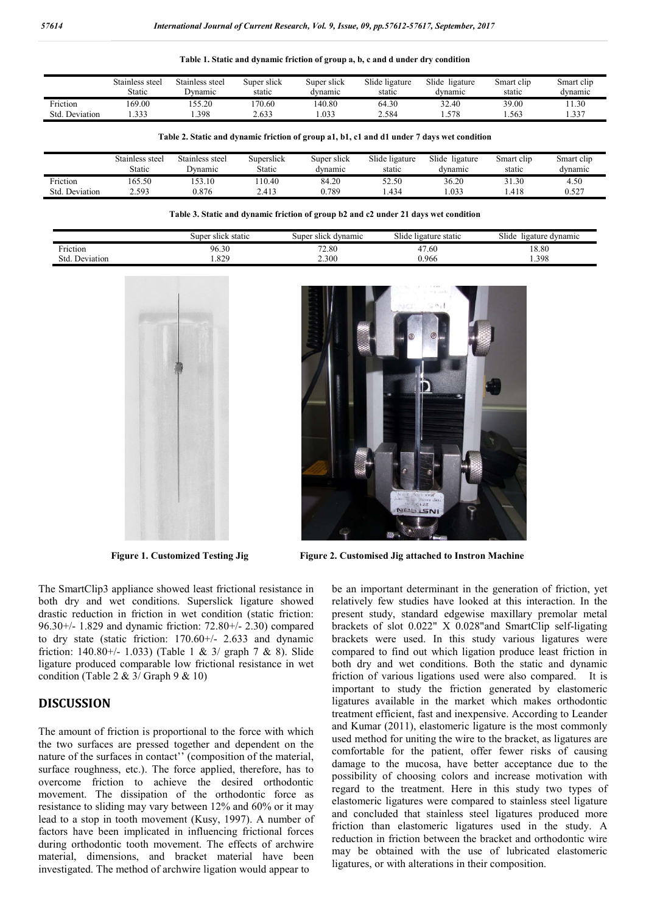**Table 1. Static and dynamic friction of group a, b, c and d under dry condition**

| | Stainless steel Static | Stainless steel Dynamic | Super slick static | Super slick dynamic | Slide ligature static | Slide ligature dynamic | Smart clip static | Smart clip dynamic |
|---|---|---|---|---|---|---|---|---|
| Friction | 169.00 | 155.20 | 170.60 | 140.80 | 64.30 | 32.40 | 39.00 | 11.30 |
| Std. Deviation | 1.333 | 1.398 | 2.633 | 1.033 | 2.584 | 1.578 | 1.563 | 1.337 |

**Table 2. Static and dynamic friction of group a1, b1, c1 and d1 under 7 days wet condition**

| | Stainless steel Static | Stainless steel Dynamic | Superslick Static | Super slick dynamic | Slide ligature static | Slide ligature dynamic | Smart clip static | Smart clip dynamic |
|---|---|---|---|---|---|---|---|---|
| Friction | 165.50 | 153.10 | 110.40 | 84.20 | 52.50 | 36.20 | 31.30 | 4.50 |
| Std. Deviation | 2.593 | 0.876 | 2.413 | 0.789 | 1.434 | 1.033 | 1.418 | 0.527 |

**Table 3. Static and dynamic friction of group b2 and c2 under 21 days wet condition**

| | Super slick static | Super slick dynamic | Slide ligature static | Slide ligature dynamic |
|---|---|---|---|---|
| Friction | 96.30 | 72.80 | 47.60 | 18.80 |
| Std. Deviation | 1.829 | 2.300 | 0.966 | 1.398 |

**Figure 1. Customized Testing Jig**

**Figure 2. Customised Jig attached to Instron Machine**

The SmartClip3 appliance showed least frictional resistance in both dry and wet conditions. Superslick ligature showed drastic reduction in friction in wet condition (static friction: 96.30+/- 1.829 and dynamic friction: 72.80+/- 2.30) compared to dry state (static friction: 170.60+/- 2.633 and dynamic friction: 140.80+/- 1.033) (Table 1 & 3/ graph 7 & 8). Slide ligature produced comparable low frictional resistance in wet condition (Table 2 & 3/ Graph 9 & 10)

## DISCUSSION

The amount of friction is proportional to the force with which the two surfaces are pressed together and dependent on the nature of the surfaces in contact'' (composition of the material, surface roughness, etc.). The force applied, therefore, has to overcome friction to achieve the desired orthodontic movement. The dissipation of the orthodontic force as resistance to sliding may vary between 12% and 60% or it may lead to a stop in tooth movement (Kusy, 1997). A number of factors have been implicated in influencing frictional forces during orthodontic tooth movement. The effects of archwire material, dimensions, and bracket material have been investigated. The method of archwire ligation would appear to be an important determinant in the generation of friction, yet relatively few studies have looked at this interaction. In the present study, standard edgewise maxillary premolar metal brackets of slot 0.022" X 0.028"and SmartClip self-ligating brackets were used. In this study various ligatures were compared to find out which ligation produce least friction in both dry and wet conditions. Both the static and dynamic friction of various ligations used were also compared. It is important to study the friction generated by elastomeric ligatures available in the market which makes orthodontic treatment efficient, fast and inexpensive. According to Leander and Kumar (2011), elastomeric ligature is the most commonly used method for uniting the wire to the bracket, as ligatures are comfortable for the patient, offer fewer risks of causing damage to the mucosa, have better acceptance due to the possibility of choosing colors and increase motivation with regard to the treatment. Here in this study two types of elastomeric ligatures were compared to stainless steel ligature and concluded that stainless steel ligatures produced more friction than elastomeric ligatures used in the study. A reduction in friction between the bracket and orthodontic wire may be obtained with the use of lubricated elastomeric ligatures, or with alterations in their composition.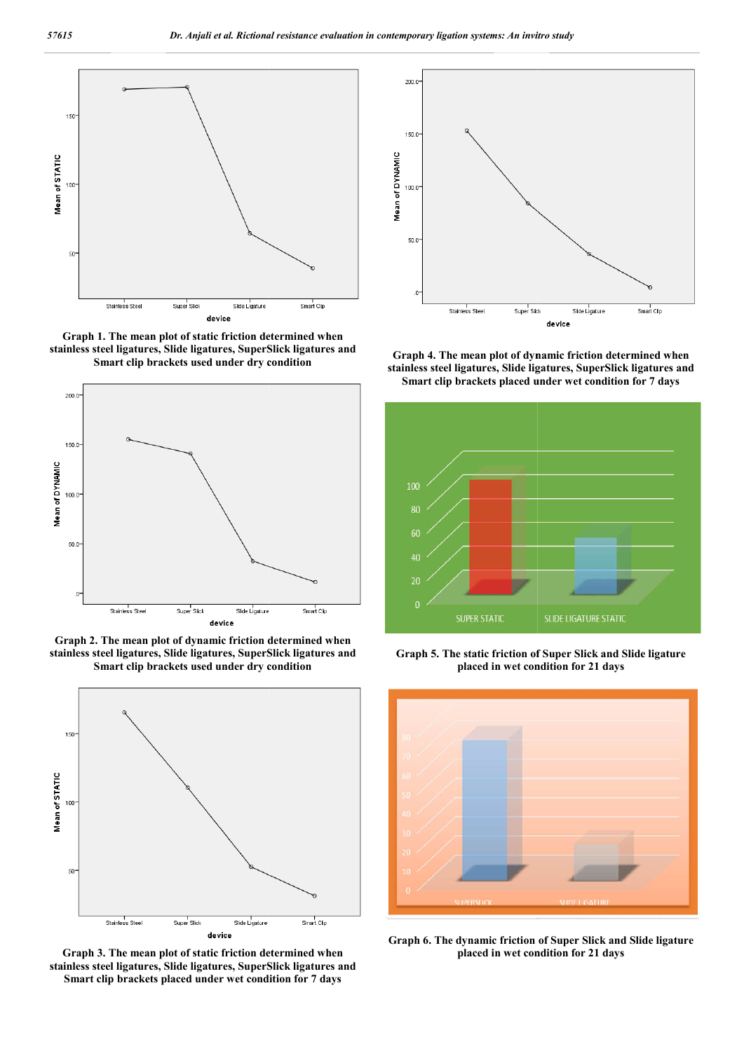Graph 1. The mean plot of static friction determined when stainless steel ligatures, Slide ligatures, SuperSlick ligatures and Smart clip brackets used under dry condition

Graph 2. The mean plot of dynamic friction determined when stainless steel ligatures, Slide ligatures, SuperSlick ligatures and Smart clip brackets used under dry condition

Graph 3. The mean plot of static friction determined when stainless steel ligatures, Slide ligatures, SuperSlick ligatures and Smart clip brackets placed under wet condition for 7 days

Graph 4. The mean plot of dynamic friction determined when stainless steel ligatures, Slide ligatures, SuperSlick ligatures and Smart clip brackets placed under wet condition for 7 days

Graph 5. The static friction of Super Slick and Slide ligature placed in wet condition for 21 days

Graph 6. The dynamic friction of Super Slick and Slide ligature placed in wet condition for 21 days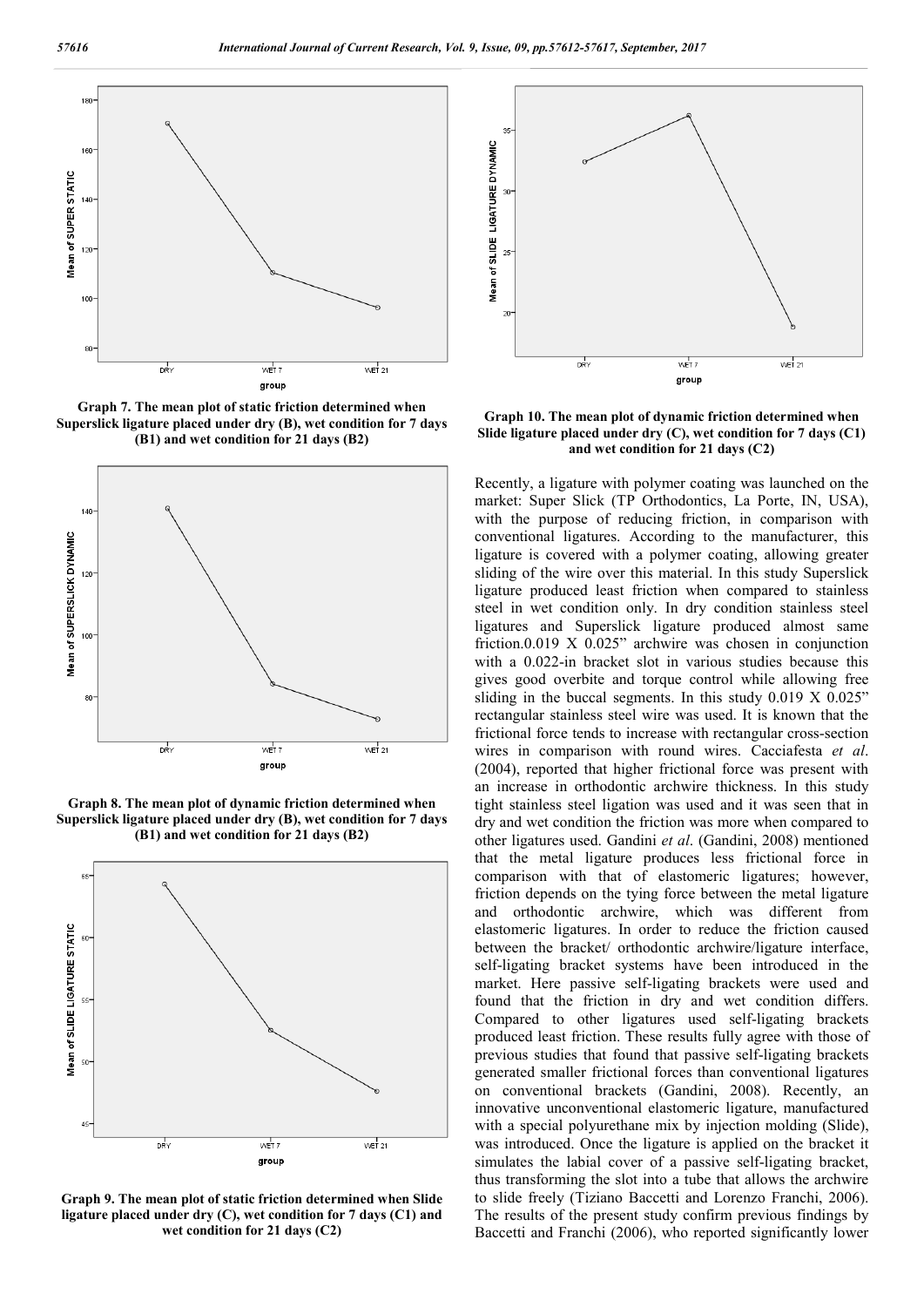Graph 7. The mean plot of static friction determined when Superslick ligature placed under dry (B), wet condition for 7 days (B1) and wet condition for 21 days (B2)

Graph 8. The mean plot of dynamic friction determined when Superslick ligature placed under dry (B), wet condition for 7 days (B1) and wet condition for 21 days (B2)

Graph 9. The mean plot of static friction determined when Slide ligature placed under dry (C), wet condition for 7 days (C1) and wet condition for 21 days (C2)

Graph 10. The mean plot of dynamic friction determined when Slide ligature placed under dry (C), wet condition for 7 days (C1) and wet condition for 21 days (C2)

Recently, a ligature with polymer coating was launched on the market: Super Slick (TP Orthodontics, La Porte, IN, USA), with the purpose of reducing friction, in comparison with conventional ligatures. According to the manufacturer, this ligature is covered with a polymer coating, allowing greater sliding of the wire over this material. In this study Superslick ligature produced least friction when compared to stainless steel in wet condition only. In dry condition stainless steel ligatures and Superslick ligature produced almost same friction.0.019 X 0.025" archwire was chosen in conjunction with a 0.022-in bracket slot in various studies because this gives good overbite and torque control while allowing free sliding in the buccal segments. In this study 0.019 X 0.025" rectangular stainless steel wire was used. It is known that the frictional force tends to increase with rectangular cross-section wires in comparison with round wires. Cacciafesta *et al*. (2004), reported that higher frictional force was present with an increase in orthodontic archwire thickness. In this study tight stainless steel ligation was used and it was seen that in dry and wet condition the friction was more when compared to other ligatures used. Gandini *et al*. (Gandini, 2008) mentioned that the metal ligature produces less frictional force in comparison with that of elastomeric ligatures; however, friction depends on the tying force between the metal ligature and orthodontic archwire, which was different from elastomeric ligatures. In order to reduce the friction caused between the bracket/ orthodontic archwire/ligature interface, self-ligating bracket systems have been introduced in the market. Here passive self-ligating brackets were used and found that the friction in dry and wet condition differs. Compared to other ligatures used self-ligating brackets produced least friction. These results fully agree with those of previous studies that found that passive self-ligating brackets generated smaller frictional forces than conventional ligatures on conventional brackets (Gandini, 2008). Recently, an innovative unconventional elastomeric ligature, manufactured with a special polyurethane mix by injection molding (Slide), was introduced. Once the ligature is applied on the bracket it simulates the labial cover of a passive self-ligating bracket, thus transforming the slot into a tube that allows the archwire to slide freely (Tiziano Baccetti and Lorenzo Franchi, 2006). The results of the present study confirm previous findings by Baccetti and Franchi (2006), who reported significantly lower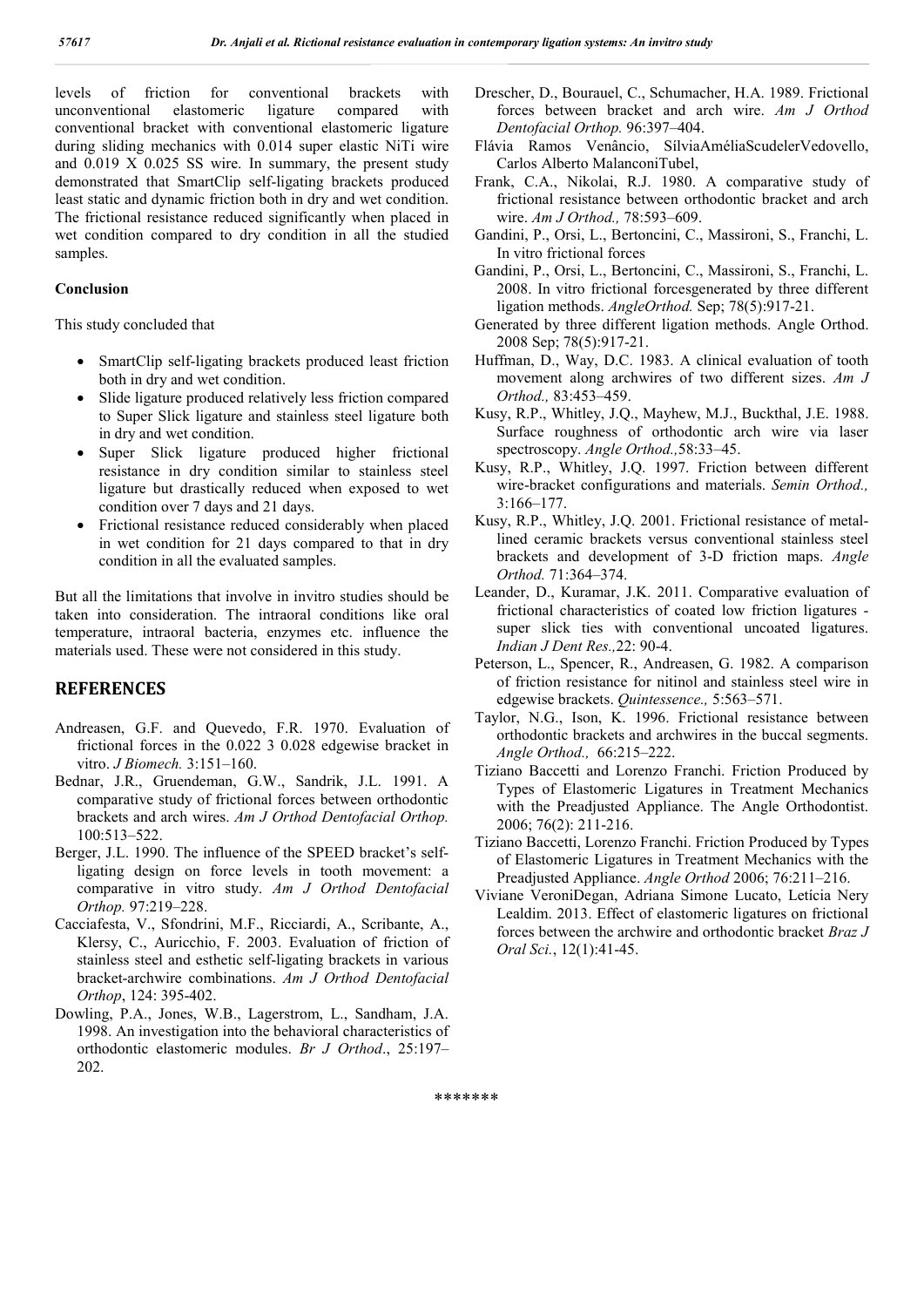levels of friction for conventional brackets with unconventional elastomeric ligature compared with conventional bracket with conventional elastomeric ligature during sliding mechanics with 0.014 super elastic NiTi wire and 0.019 X 0.025 SS wire. In summary, the present study demonstrated that SmartClip self-ligating brackets produced least static and dynamic friction both in dry and wet condition. The frictional resistance reduced significantly when placed in wet condition compared to dry condition in all the studied samples.

### Conclusion

This study concluded that

- SmartClip self-ligating brackets produced least friction both in dry and wet condition.
- Slide ligature produced relatively less friction compared to Super Slick ligature and stainless steel ligature both in dry and wet condition.
- Super Slick ligature produced higher frictional resistance in dry condition similar to stainless steel ligature but drastically reduced when exposed to wet condition over 7 days and 21 days.
- Frictional resistance reduced considerably when placed in wet condition for 21 days compared to that in dry condition in all the evaluated samples.

But all the limitations that involve in invitro studies should be taken into consideration. The intraoral conditions like oral temperature, intraoral bacteria, enzymes etc. influence the materials used. These were not considered in this study.

## REFERENCES

Andreasen, G.F. and Quevedo, F.R. 1970. Evaluation of frictional forces in the 0.022 3 0.028 edgewise bracket in vitro. *J Biomech.* 3:151–160.

Bednar, J.R., Gruendeman, G.W., Sandrik, J.L. 1991. A comparative study of frictional forces between orthodontic brackets and arch wires. *Am J Orthod Dentofacial Orthop.* 100:513–522.

Berger, J.L. 1990. The influence of the SPEED bracket's self-ligating design on force levels in tooth movement: a comparative in vitro study. *Am J Orthod Dentofacial Orthop.* 97:219–228.

Cacciafesta, V., Sfondrini, M.F., Ricciardi, A., Scribante, A., Klersy, C., Auricchio, F. 2003. Evaluation of friction of stainless steel and esthetic self-ligating brackets in various bracket-archwire combinations. *Am J Orthod Dentofacial Orthop*, 124: 395-402.

Dowling, P.A., Jones, W.B., Lagerstrom, L., Sandham, J.A. 1998. An investigation into the behavioral characteristics of orthodontic elastomeric modules. *Br J Orthod*., 25:197–202.

Drescher, D., Bourauel, C., Schumacher, H.A. 1989. Frictional forces between bracket and arch wire. *Am J Orthod Dentofacial Orthop.* 96:397–404.

Flávia Ramos Venâncio, SílviaAméliaScudelerVedovello, Carlos Alberto MalanconiTubel,

Frank, C.A., Nikolai, R.J. 1980. A comparative study of frictional resistance between orthodontic bracket and arch wire. *Am J Orthod.,* 78:593–609.

Gandini, P., Orsi, L., Bertoncini, C., Massironi, S., Franchi, L. In vitro frictional forces

Gandini, P., Orsi, L., Bertoncini, C., Massironi, S., Franchi, L. 2008. In vitro frictional forcesgenerated by three different ligation methods. *AngleOrthod.* Sep; 78(5):917-21.

Generated by three different ligation methods. Angle Orthod. 2008 Sep; 78(5):917-21.

Huffman, D., Way, D.C. 1983. A clinical evaluation of tooth movement along archwires of two different sizes. *Am J Orthod.,* 83:453–459.

Kusy, R.P., Whitley, J.Q., Mayhew, M.J., Buckthal, J.E. 1988. Surface roughness of orthodontic arch wire via laser spectroscopy. *Angle Orthod.,*58:33–45.

Kusy, R.P., Whitley, J.Q. 1997. Friction between different wire-bracket configurations and materials. *Semin Orthod.,* 3:166–177.

Kusy, R.P., Whitley, J.Q. 2001. Frictional resistance of metal-lined ceramic brackets versus conventional stainless steel brackets and development of 3-D friction maps. *Angle Orthod.* 71:364–374.

Leander, D., Kuramar, J.K. 2011. Comparative evaluation of frictional characteristics of coated low friction ligatures - super slick ties with conventional uncoated ligatures. *Indian J Dent Res.,*22: 90-4.

Peterson, L., Spencer, R., Andreasen, G. 1982. A comparison of friction resistance for nitinol and stainless steel wire in edgewise brackets. *Quintessence.,* 5:563–571.

Taylor, N.G., Ison, K. 1996. Frictional resistance between orthodontic brackets and archwires in the buccal segments. *Angle Orthod.,* 66:215–222.

Tiziano Baccetti and Lorenzo Franchi. Friction Produced by Types of Elastomeric Ligatures in Treatment Mechanics with the Preadjusted Appliance. The Angle Orthodontist. 2006; 76(2): 211-216.

Tiziano Baccetti, Lorenzo Franchi. Friction Produced by Types of Elastomeric Ligatures in Treatment Mechanics with the Preadjusted Appliance. *Angle Orthod* 2006; 76:211–216.

Viviane VeroniDegan, Adriana Simone Lucato, Letícia Nery Lealdim. 2013. Effect of elastomeric ligatures on frictional forces between the archwire and orthodontic bracket *Braz J Oral Sci.*, 12(1):41-45.

\*\*\*\*\*\*\*